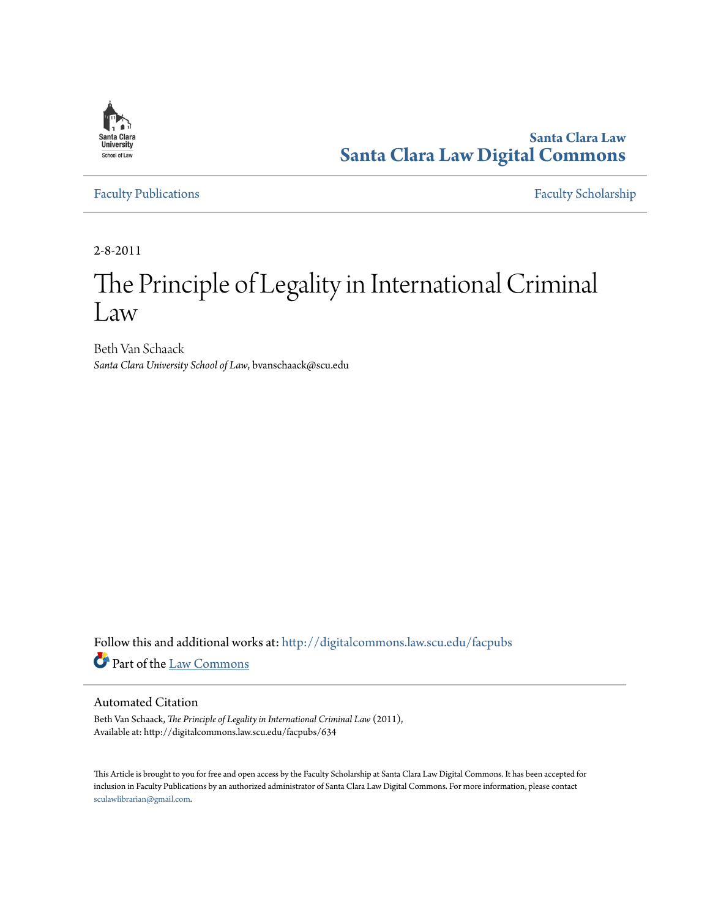Santa Clara Law
**Santa Clara Law Digital Commons**

Faculty Publications | Faculty Scholarship

2-8-2011

# The Principle of Legality in International Criminal Law

Beth Van Schaack
*Santa Clara University School of Law*, bvanschaack@scu.edu

Follow this and additional works at: http://digitalcommons.law.scu.edu/facpubs

Part of the Law Commons

## Automated Citation

Beth Van Schaack, *The Principle of Legality in International Criminal Law* (2011),
Available at: http://digitalcommons.law.scu.edu/facpubs/634

This Article is brought to you for free and open access by the Faculty Scholarship at Santa Clara Law Digital Commons. It has been accepted for inclusion in Faculty Publications by an authorized administrator of Santa Clara Law Digital Commons. For more information, please contact sculawlibrarian@gmail.com.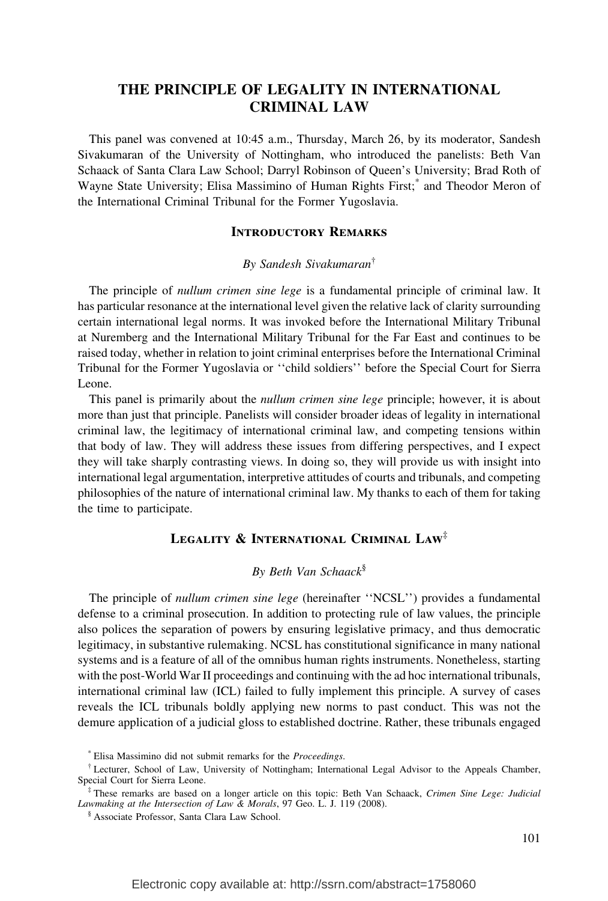# THE PRINCIPLE OF LEGALITY IN INTERNATIONAL CRIMINAL LAW

This panel was convened at 10:45 a.m., Thursday, March 26, by its moderator, Sandesh Sivakumaran of the University of Nottingham, who introduced the panelists: Beth Van Schaack of Santa Clara Law School; Darryl Robinson of Queen's University; Brad Roth of Wayne State University; Elisa Massimino of Human Rights First;[*] and Theodor Meron of the International Criminal Tribunal for the Former Yugoslavia.

## Introductory Remarks

*By Sandesh Sivakumaran*[†]

The principle of *nullum crimen sine lege* is a fundamental principle of criminal law. It has particular resonance at the international level given the relative lack of clarity surrounding certain international legal norms. It was invoked before the International Military Tribunal at Nuremberg and the International Military Tribunal for the Far East and continues to be raised today, whether in relation to joint criminal enterprises before the International Criminal Tribunal for the Former Yugoslavia or ''child soldiers'' before the Special Court for Sierra Leone.

This panel is primarily about the *nullum crimen sine lege* principle; however, it is about more than just that principle. Panelists will consider broader ideas of legality in international criminal law, the legitimacy of international criminal law, and competing tensions within that body of law. They will address these issues from differing perspectives, and I expect they will take sharply contrasting views. In doing so, they will provide us with insight into international legal argumentation, interpretive attitudes of courts and tribunals, and competing philosophies of the nature of international criminal law. My thanks to each of them for taking the time to participate.

## Legality & International Criminal Law[‡]

*By Beth Van Schaack*[§]

The principle of *nullum crimen sine lege* (hereinafter ''NCSL'') provides a fundamental defense to a criminal prosecution. In addition to protecting rule of law values, the principle also polices the separation of powers by ensuring legislative primacy, and thus democratic legitimacy, in substantive rulemaking. NCSL has constitutional significance in many national systems and is a feature of all of the omnibus human rights instruments. Nonetheless, starting with the post-World War II proceedings and continuing with the ad hoc international tribunals, international criminal law (ICL) failed to fully implement this principle. A survey of cases reveals the ICL tribunals boldly applying new norms to past conduct. This was not the demure application of a judicial gloss to established doctrine. Rather, these tribunals engaged

[*] Elisa Massimino did not submit remarks for the *Proceedings*.

[†] Lecturer, School of Law, University of Nottingham; International Legal Advisor to the Appeals Chamber, Special Court for Sierra Leone.

[‡] These remarks are based on a longer article on this topic: Beth Van Schaack, *Crimen Sine Lege: Judicial Lawmaking at the Intersection of Law & Morals*, 97 Geo. L. J. 119 (2008).

[§] Associate Professor, Santa Clara Law School.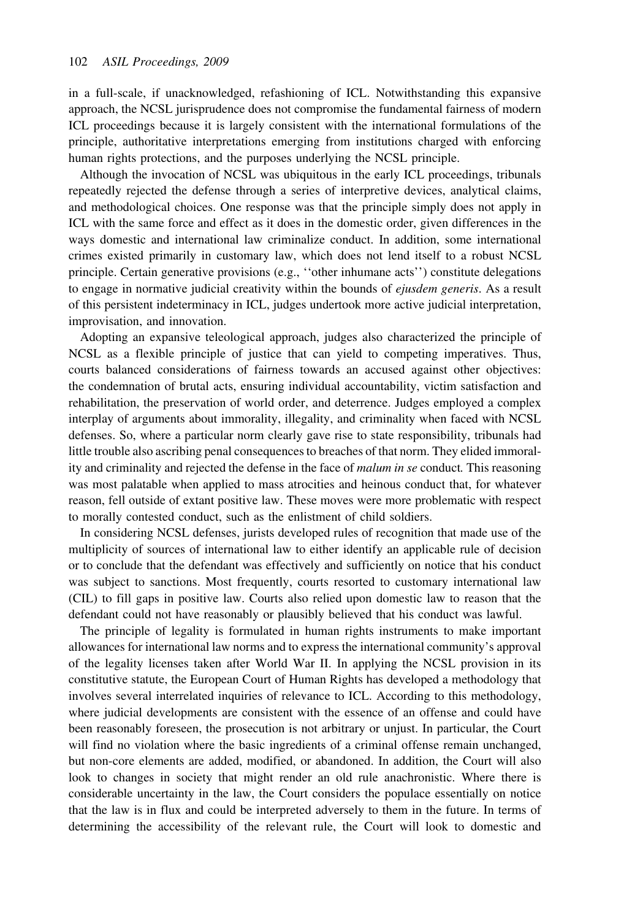in a full-scale, if unacknowledged, refashioning of ICL. Notwithstanding this expansive approach, the NCSL jurisprudence does not compromise the fundamental fairness of modern ICL proceedings because it is largely consistent with the international formulations of the principle, authoritative interpretations emerging from institutions charged with enforcing human rights protections, and the purposes underlying the NCSL principle.

Although the invocation of NCSL was ubiquitous in the early ICL proceedings, tribunals repeatedly rejected the defense through a series of interpretive devices, analytical claims, and methodological choices. One response was that the principle simply does not apply in ICL with the same force and effect as it does in the domestic order, given differences in the ways domestic and international law criminalize conduct. In addition, some international crimes existed primarily in customary law, which does not lend itself to a robust NCSL principle. Certain generative provisions (e.g., ''other inhumane acts'') constitute delegations to engage in normative judicial creativity within the bounds of *ejusdem generis*. As a result of this persistent indeterminacy in ICL, judges undertook more active judicial interpretation, improvisation, and innovation.

Adopting an expansive teleological approach, judges also characterized the principle of NCSL as a flexible principle of justice that can yield to competing imperatives. Thus, courts balanced considerations of fairness towards an accused against other objectives: the condemnation of brutal acts, ensuring individual accountability, victim satisfaction and rehabilitation, the preservation of world order, and deterrence. Judges employed a complex interplay of arguments about immorality, illegality, and criminality when faced with NCSL defenses. So, where a particular norm clearly gave rise to state responsibility, tribunals had little trouble also ascribing penal consequences to breaches of that norm. They elided immorality and criminality and rejected the defense in the face of *malum in se* conduct. This reasoning was most palatable when applied to mass atrocities and heinous conduct that, for whatever reason, fell outside of extant positive law. These moves were more problematic with respect to morally contested conduct, such as the enlistment of child soldiers.

In considering NCSL defenses, jurists developed rules of recognition that made use of the multiplicity of sources of international law to either identify an applicable rule of decision or to conclude that the defendant was effectively and sufficiently on notice that his conduct was subject to sanctions. Most frequently, courts resorted to customary international law (CIL) to fill gaps in positive law. Courts also relied upon domestic law to reason that the defendant could not have reasonably or plausibly believed that his conduct was lawful.

The principle of legality is formulated in human rights instruments to make important allowances for international law norms and to express the international community's approval of the legality licenses taken after World War II. In applying the NCSL provision in its constitutive statute, the European Court of Human Rights has developed a methodology that involves several interrelated inquiries of relevance to ICL. According to this methodology, where judicial developments are consistent with the essence of an offense and could have been reasonably foreseen, the prosecution is not arbitrary or unjust. In particular, the Court will find no violation where the basic ingredients of a criminal offense remain unchanged, but non-core elements are added, modified, or abandoned. In addition, the Court will also look to changes in society that might render an old rule anachronistic. Where there is considerable uncertainty in the law, the Court considers the populace essentially on notice that the law is in flux and could be interpreted adversely to them in the future. In terms of determining the accessibility of the relevant rule, the Court will look to domestic and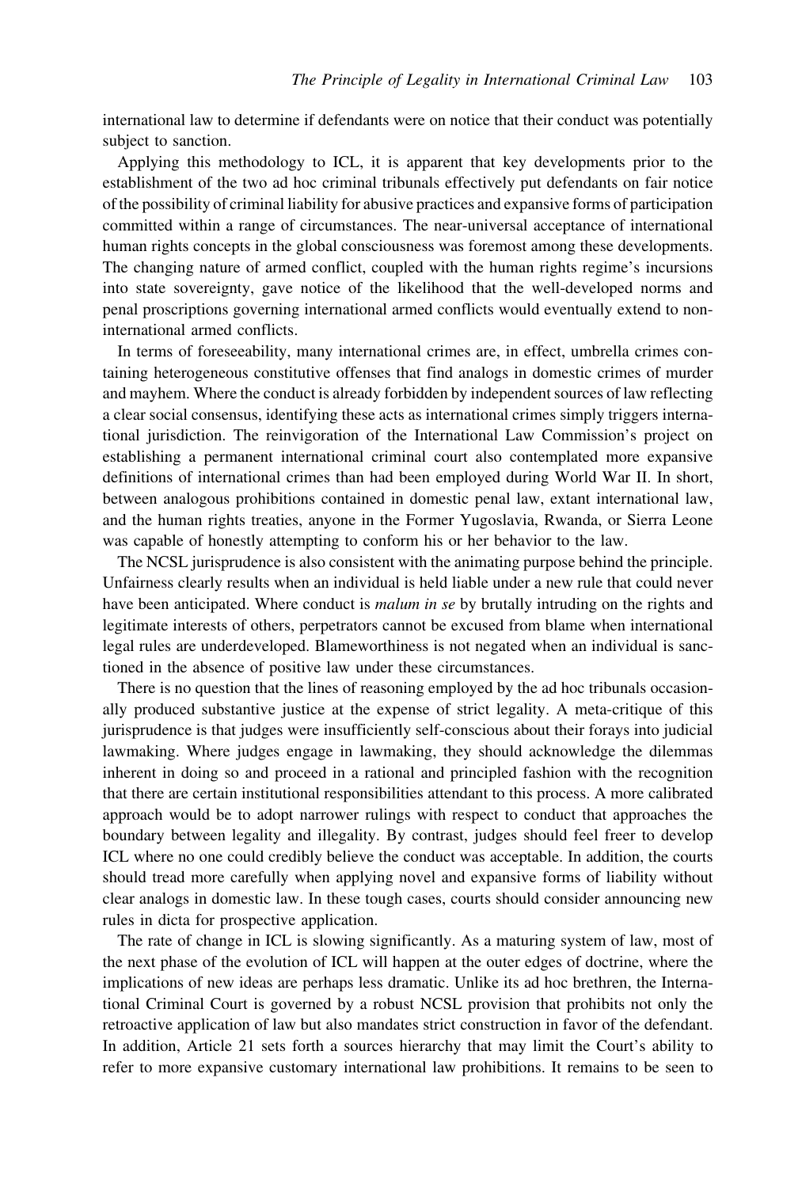international law to determine if defendants were on notice that their conduct was potentially subject to sanction.

Applying this methodology to ICL, it is apparent that key developments prior to the establishment of the two ad hoc criminal tribunals effectively put defendants on fair notice of the possibility of criminal liability for abusive practices and expansive forms of participation committed within a range of circumstances. The near-universal acceptance of international human rights concepts in the global consciousness was foremost among these developments. The changing nature of armed conflict, coupled with the human rights regime's incursions into state sovereignty, gave notice of the likelihood that the well-developed norms and penal proscriptions governing international armed conflicts would eventually extend to non-international armed conflicts.

In terms of foreseeability, many international crimes are, in effect, umbrella crimes containing heterogeneous constitutive offenses that find analogs in domestic crimes of murder and mayhem. Where the conduct is already forbidden by independent sources of law reflecting a clear social consensus, identifying these acts as international crimes simply triggers international jurisdiction. The reinvigoration of the International Law Commission's project on establishing a permanent international criminal court also contemplated more expansive definitions of international crimes than had been employed during World War II. In short, between analogous prohibitions contained in domestic penal law, extant international law, and the human rights treaties, anyone in the Former Yugoslavia, Rwanda, or Sierra Leone was capable of honestly attempting to conform his or her behavior to the law.

The NCSL jurisprudence is also consistent with the animating purpose behind the principle. Unfairness clearly results when an individual is held liable under a new rule that could never have been anticipated. Where conduct is *malum in se* by brutally intruding on the rights and legitimate interests of others, perpetrators cannot be excused from blame when international legal rules are underdeveloped. Blameworthiness is not negated when an individual is sanctioned in the absence of positive law under these circumstances.

There is no question that the lines of reasoning employed by the ad hoc tribunals occasionally produced substantive justice at the expense of strict legality. A meta-critique of this jurisprudence is that judges were insufficiently self-conscious about their forays into judicial lawmaking. Where judges engage in lawmaking, they should acknowledge the dilemmas inherent in doing so and proceed in a rational and principled fashion with the recognition that there are certain institutional responsibilities attendant to this process. A more calibrated approach would be to adopt narrower rulings with respect to conduct that approaches the boundary between legality and illegality. By contrast, judges should feel freer to develop ICL where no one could credibly believe the conduct was acceptable. In addition, the courts should tread more carefully when applying novel and expansive forms of liability without clear analogs in domestic law. In these tough cases, courts should consider announcing new rules in dicta for prospective application.

The rate of change in ICL is slowing significantly. As a maturing system of law, most of the next phase of the evolution of ICL will happen at the outer edges of doctrine, where the implications of new ideas are perhaps less dramatic. Unlike its ad hoc brethren, the International Criminal Court is governed by a robust NCSL provision that prohibits not only the retroactive application of law but also mandates strict construction in favor of the defendant. In addition, Article 21 sets forth a sources hierarchy that may limit the Court's ability to refer to more expansive customary international law prohibitions. It remains to be seen to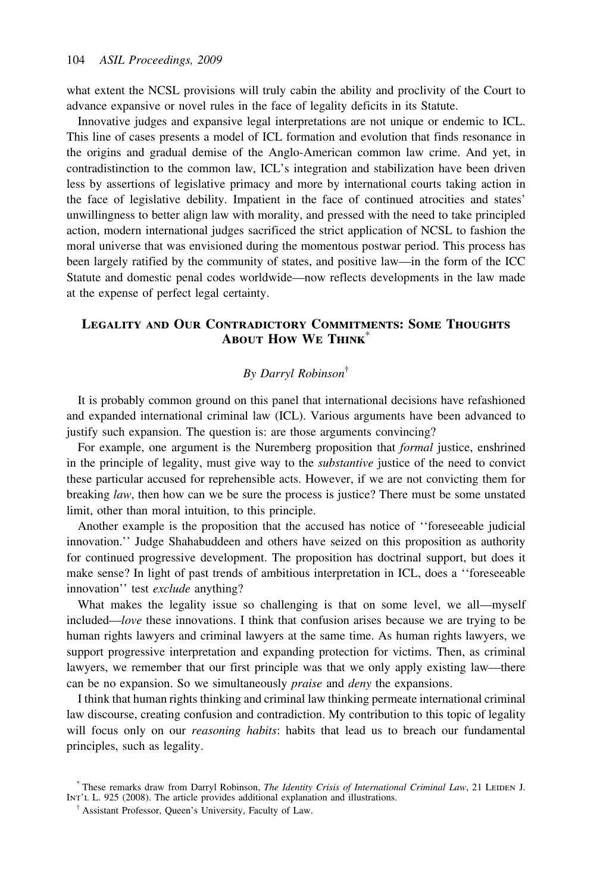what extent the NCSL provisions will truly cabin the ability and proclivity of the Court to advance expansive or novel rules in the face of legality deficits in its Statute.

Innovative judges and expansive legal interpretations are not unique or endemic to ICL. This line of cases presents a model of ICL formation and evolution that finds resonance in the origins and gradual demise of the Anglo-American common law crime. And yet, in contradistinction to the common law, ICL's integration and stabilization have been driven less by assertions of legislative primacy and more by international courts taking action in the face of legislative debility. Impatient in the face of continued atrocities and states' unwillingness to better align law with morality, and pressed with the need to take principled action, modern international judges sacrificed the strict application of NCSL to fashion the moral universe that was envisioned during the momentous postwar period. This process has been largely ratified by the community of states, and positive law—in the form of the ICC Statute and domestic penal codes worldwide—now reflects developments in the law made at the expense of perfect legal certainty.

## Legality and Our Contradictory Commitments: Some Thoughts About How We Think*

*By Darryl Robinson†*

It is probably common ground on this panel that international decisions have refashioned and expanded international criminal law (ICL). Various arguments have been advanced to justify such expansion. The question is: are those arguments convincing?

For example, one argument is the Nuremberg proposition that *formal* justice, enshrined in the principle of legality, must give way to the *substantive* justice of the need to convict these particular accused for reprehensible acts. However, if we are not convicting them for breaking *law*, then how can we be sure the process is justice? There must be some unstated limit, other than moral intuition, to this principle.

Another example is the proposition that the accused has notice of ''foreseeable judicial innovation.'' Judge Shahabuddeen and others have seized on this proposition as authority for continued progressive development. The proposition has doctrinal support, but does it make sense? In light of past trends of ambitious interpretation in ICL, does a ''foreseeable innovation'' test *exclude* anything?

What makes the legality issue so challenging is that on some level, we all—myself included—*love* these innovations. I think that confusion arises because we are trying to be human rights lawyers and criminal lawyers at the same time. As human rights lawyers, we support progressive interpretation and expanding protection for victims. Then, as criminal lawyers, we remember that our first principle was that we only apply existing law—there can be no expansion. So we simultaneously *praise* and *deny* the expansions.

I think that human rights thinking and criminal law thinking permeate international criminal law discourse, creating confusion and contradiction. My contribution to this topic of legality will focus only on our *reasoning habits*: habits that lead us to breach our fundamental principles, such as legality.

\* These remarks draw from Darryl Robinson, *The Identity Crisis of International Criminal Law*, 21 Leiden J. Int'l L. 925 (2008). The article provides additional explanation and illustrations.

† Assistant Professor, Queen's University, Faculty of Law.